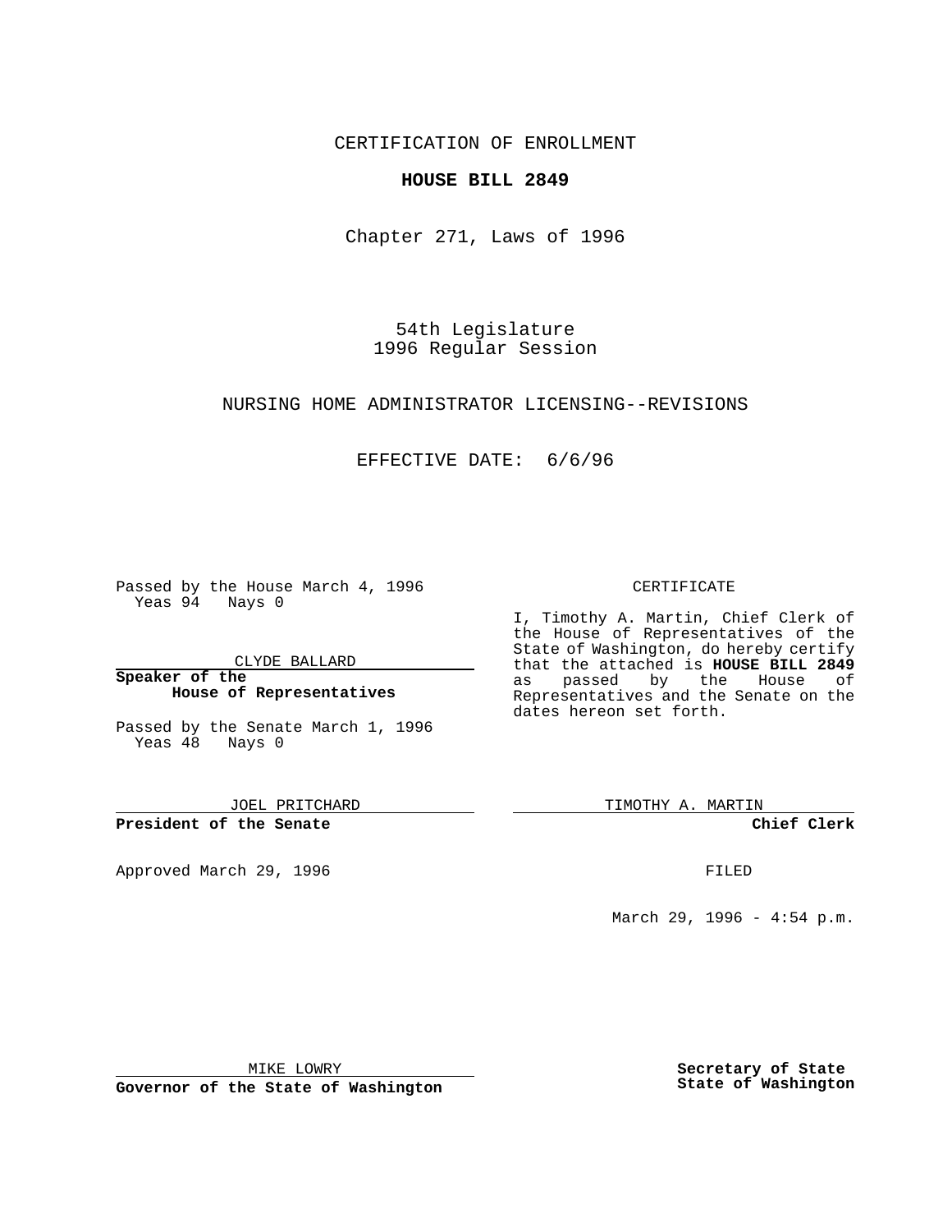CERTIFICATION OF ENROLLMENT

**HOUSE BILL 2849**

Chapter 271, Laws of 1996

54th Legislature
1996 Regular Session

NURSING HOME ADMINISTRATOR LICENSING--REVISIONS

EFFECTIVE DATE: 6/6/96

Passed by the House March 4, 1996
Yeas 94 Nays 0

CLYDE BALLARD

**Speaker of the House of Representatives**

Passed by the Senate March 1, 1996
Yeas 48 Nays 0

JOEL PRITCHARD

**President of the Senate**

Approved March 29, 1996

MIKE LOWRY

**Governor of the State of Washington**

CERTIFICATE

I, Timothy A. Martin, Chief Clerk of the House of Representatives of the State of Washington, do hereby certify that the attached is **HOUSE BILL 2849** as passed by the House of Representatives and the Senate on the dates hereon set forth.

TIMOTHY A. MARTIN

**Chief Clerk**

FILED

March 29, 1996 - 4:54 p.m.

**Secretary of State**
**State of Washington**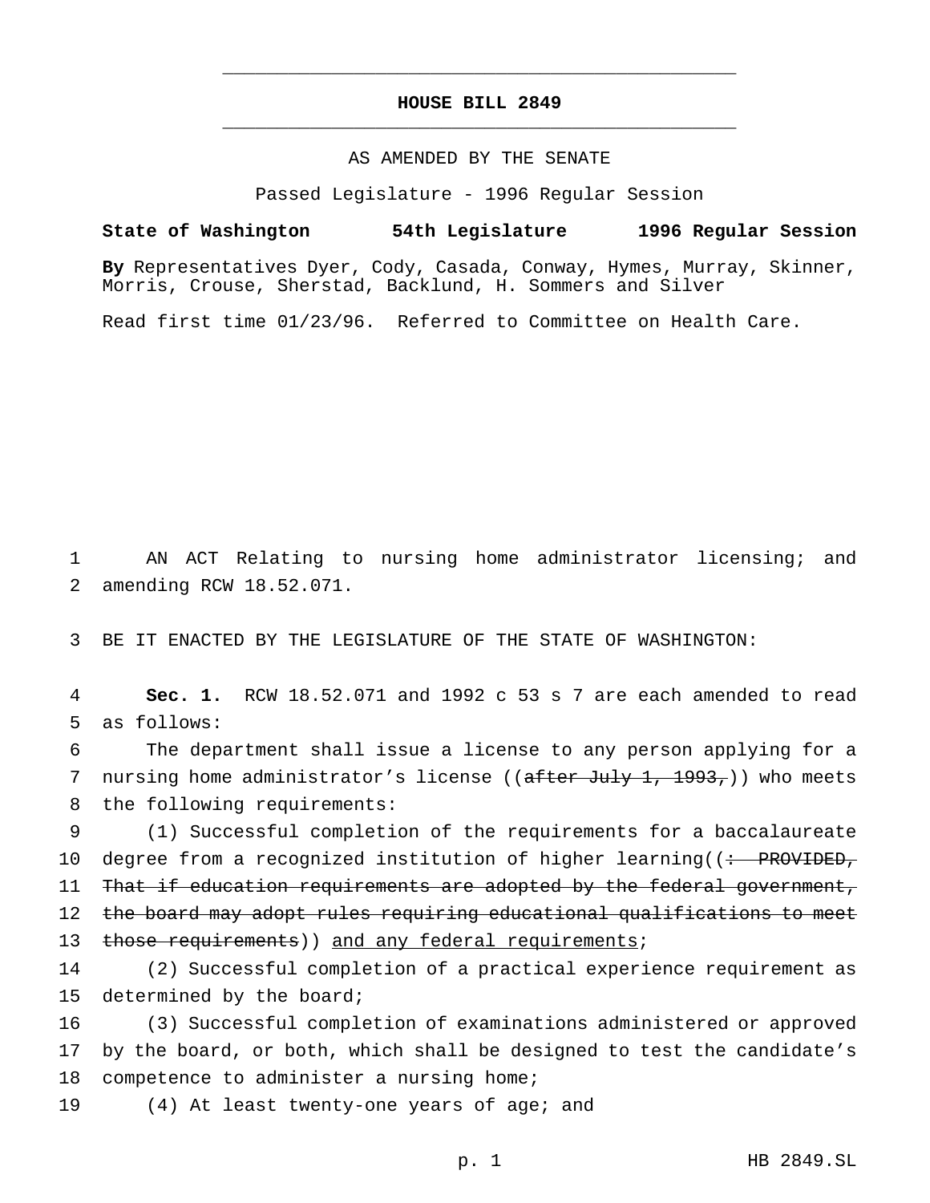# HOUSE BILL 2849

AS AMENDED BY THE SENATE

Passed Legislature - 1996 Regular Session

**State of Washington 54th Legislature 1996 Regular Session**

**By** Representatives Dyer, Cody, Casada, Conway, Hymes, Murray, Skinner, Morris, Crouse, Sherstad, Backlund, H. Sommers and Silver

Read first time 01/23/96. Referred to Committee on Health Care.

AN ACT Relating to nursing home administrator licensing; and amending RCW 18.52.071.

BE IT ENACTED BY THE LEGISLATURE OF THE STATE OF WASHINGTON:

**Sec. 1.** RCW 18.52.071 and 1992 c 53 s 7 are each amended to read as follows:

The department shall issue a license to any person applying for a nursing home administrator's license ((~~after July 1, 1993,~~)) who meets the following requirements:

(1) Successful completion of the requirements for a baccalaureate degree from a recognized institution of higher learning((~~: PROVIDED, That if education requirements are adopted by the federal government, the board may adopt rules requiring educational qualifications to meet those requirements~~)) <u>and any federal requirements</u>;

(2) Successful completion of a practical experience requirement as determined by the board;

(3) Successful completion of examinations administered or approved by the board, or both, which shall be designed to test the candidate's competence to administer a nursing home;

(4) At least twenty-one years of age; and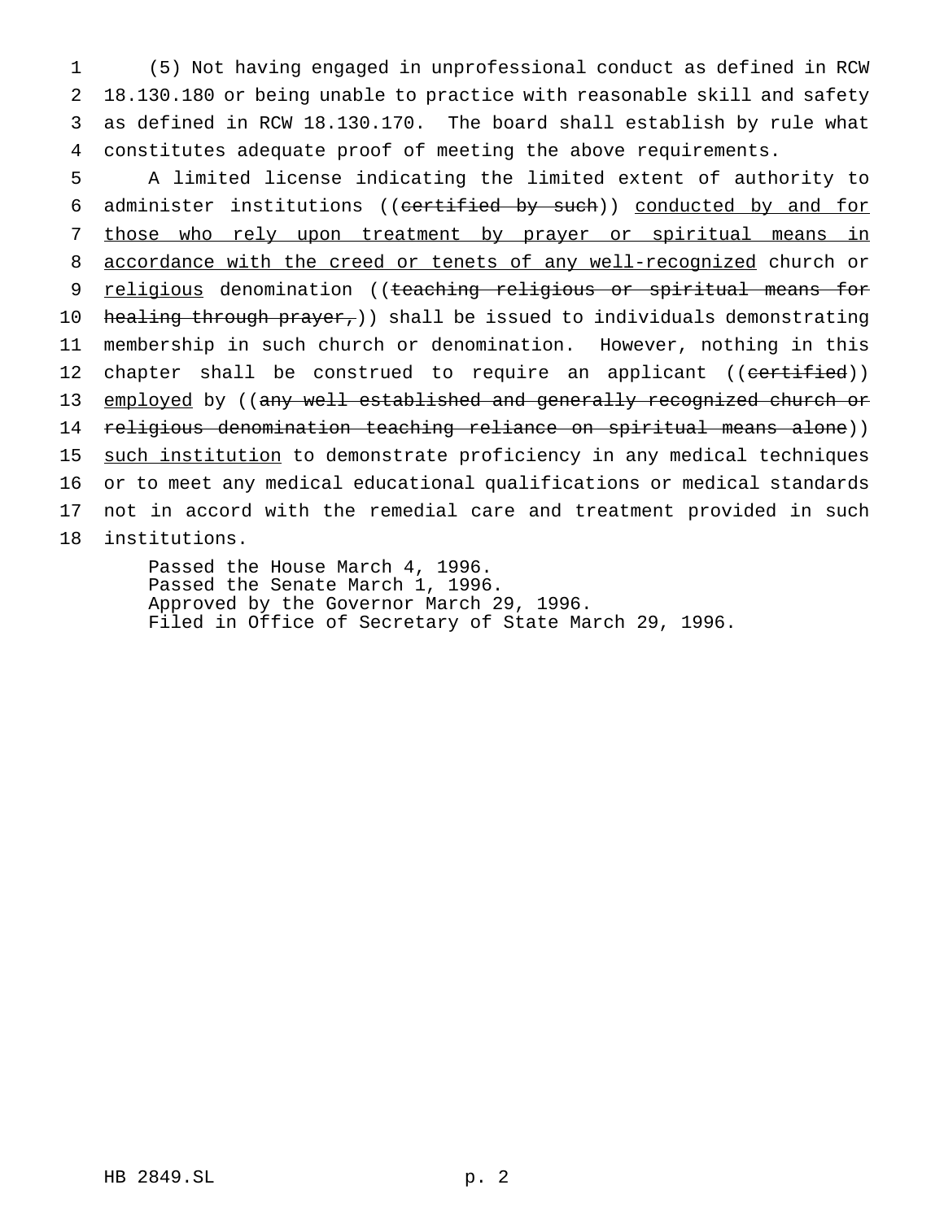(5) Not having engaged in unprofessional conduct as defined in RCW 18.130.180 or being unable to practice with reasonable skill and safety as defined in RCW 18.130.170. The board shall establish by rule what constitutes adequate proof of meeting the above requirements.

A limited license indicating the limited extent of authority to administer institutions ((~~certified by such~~)) <u>conducted by and for those who rely upon treatment by prayer or spiritual means in accordance with the creed or tenets of any well-recognized</u> church or <u>religious</u> denomination ((~~teaching religious or spiritual means for healing through prayer,~~)) shall be issued to individuals demonstrating membership in such church or denomination. However, nothing in this chapter shall be construed to require an applicant ((~~certified~~)) <u>employed</u> by ((~~any well established and generally recognized church or religious denomination teaching reliance on spiritual means alone~~)) <u>such institution</u> to demonstrate proficiency in any medical techniques or to meet any medical educational qualifications or medical standards not in accord with the remedial care and treatment provided in such institutions.

Passed the House March 4, 1996.
Passed the Senate March 1, 1996.
Approved by the Governor March 29, 1996.
Filed in Office of Secretary of State March 29, 1996.